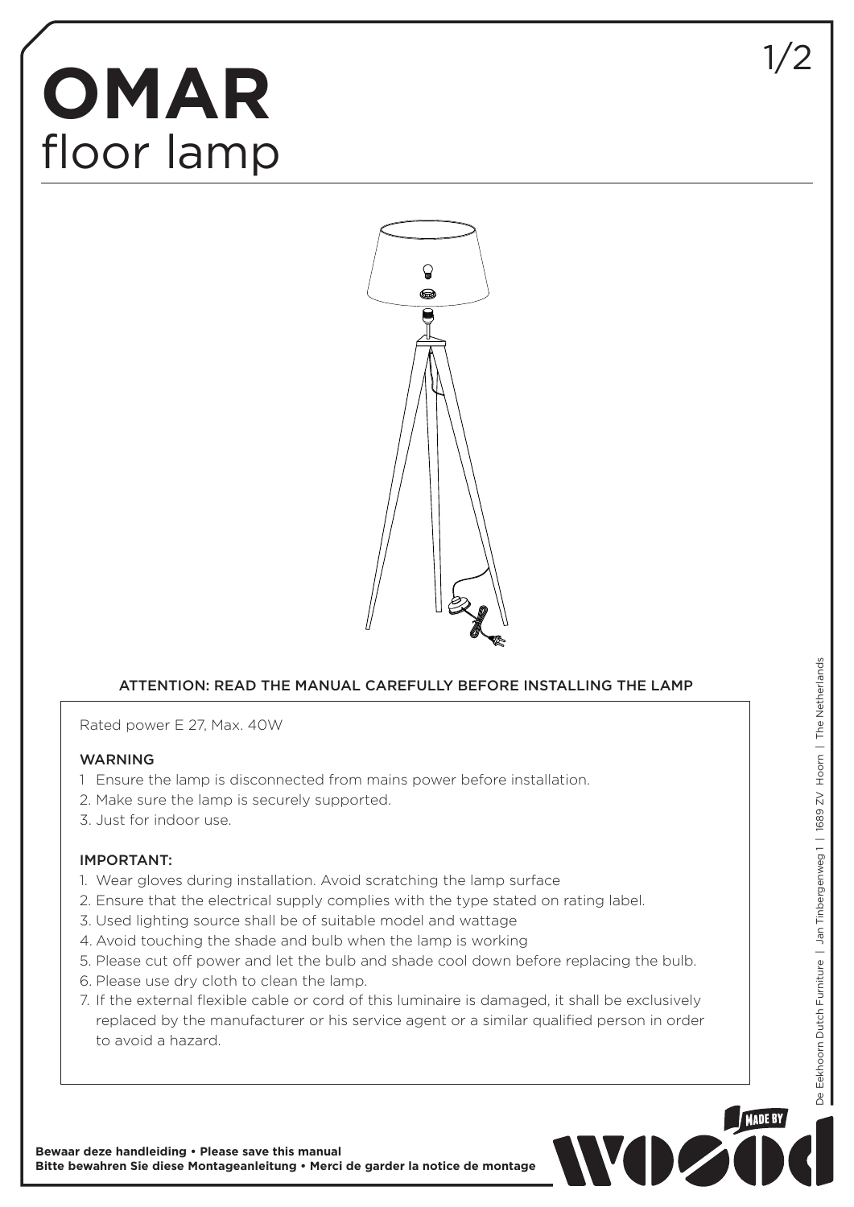# OMAR
## floor lamp

ATTENTION: READ THE MANUAL CAREFULLY BEFORE INSTALLING THE LAMP

Rated power E 27, Max. 40W

### WARNING

1 Ensure the lamp is disconnected from mains power before installation.
2. Make sure the lamp is securely supported.
3. Just for indoor use.

### IMPORTANT:

1. Wear gloves during installation. Avoid scratching the lamp surface
2. Ensure that the electrical supply complies with the type stated on rating label.
3. Used lighting source shall be of suitable model and wattage
4. Avoid touching the shade and bulb when the lamp is working
5. Please cut off power and let the bulb and shade cool down before replacing the bulb.
6. Please use dry cloth to clean the lamp.
7. If the external flexible cable or cord of this luminaire is damaged, it shall be exclusively replaced by the manufacturer or his service agent or a similar qualified person in order to avoid a hazard.

**Bewaar deze handleiding • Please save this manual**
**Bitte bewahren Sie diese Montageanleitung • Merci de garder la notice de montage**

De Eekhoorn Dutch Furniture | Jan Tinbergenweg 1 | 1689 ZV Hoorn | The Netherlands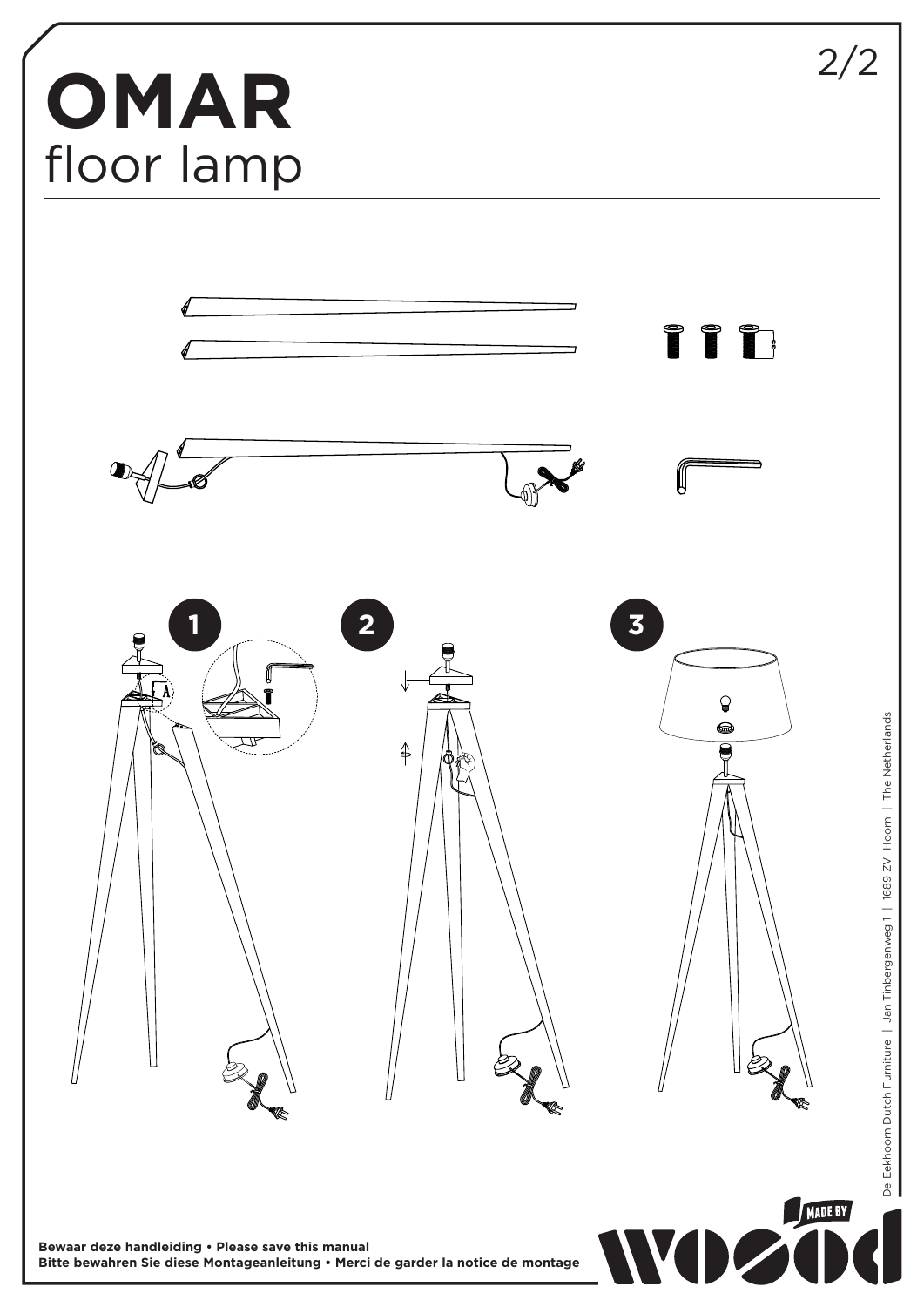# OMAR
floor lamp

1

2

3

De Eekhoorn Dutch Furniture | Jan Tinbergenweg 1 | 1689 ZV Hoorn | The Netherlands

**Bewaar deze handleiding • Please save this manual**
**Bitte bewahren Sie diese Montageanleitung • Merci de garder la notice de montage**

MADE BY wood